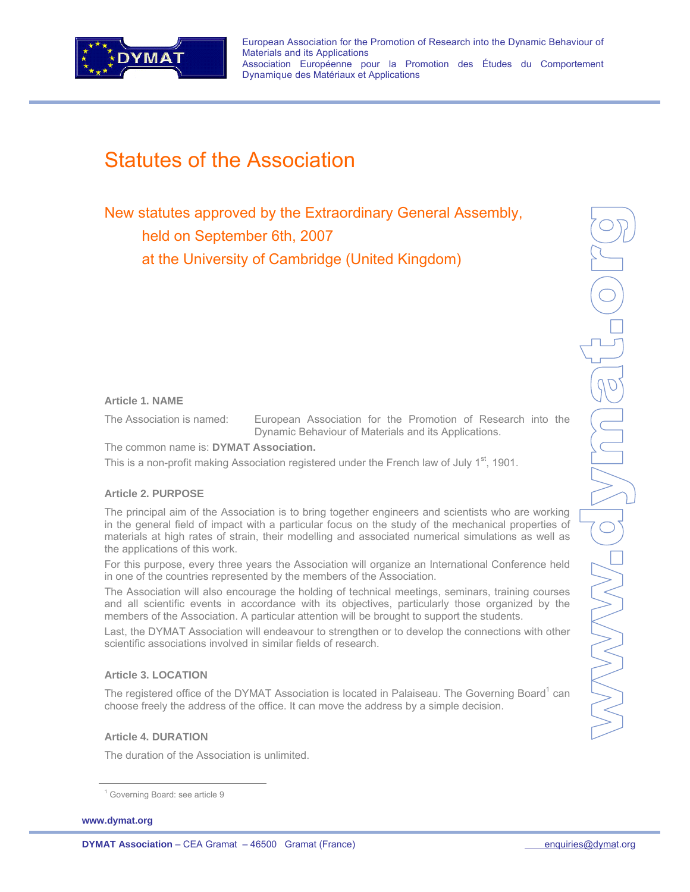European Association for the Promotion of Research into the Dynamic Behaviour of Materials and its Applications
Association Européenne pour la Promotion des Études du Comportement Dynamique des Matériaux et Applications

# Statutes of the Association

## New statutes approved by the Extraordinary General Assembly, held on September 6th, 2007 at the University of Cambridge (United Kingdom)

### Article 1. NAME

The Association is named: European Association for the Promotion of Research into the Dynamic Behaviour of Materials and its Applications.

The common name is: **DYMAT Association.**

This is a non-profit making Association registered under the French law of July 1st, 1901.

### Article 2. PURPOSE

The principal aim of the Association is to bring together engineers and scientists who are working in the general field of impact with a particular focus on the study of the mechanical properties of materials at high rates of strain, their modelling and associated numerical simulations as well as the applications of this work.

For this purpose, every three years the Association will organize an International Conference held in one of the countries represented by the members of the Association.

The Association will also encourage the holding of technical meetings, seminars, training courses and all scientific events in accordance with its objectives, particularly those organized by the members of the Association. A particular attention will be brought to support the students.

Last, the DYMAT Association will endeavour to strengthen or to develop the connections with other scientific associations involved in similar fields of research.

### Article 3. LOCATION

The registered office of the DYMAT Association is located in Palaiseau. The Governing Board[1] can choose freely the address of the office. It can move the address by a simple decision.

### Article 4. DURATION

The duration of the Association is unlimited.

[1] Governing Board: see article 9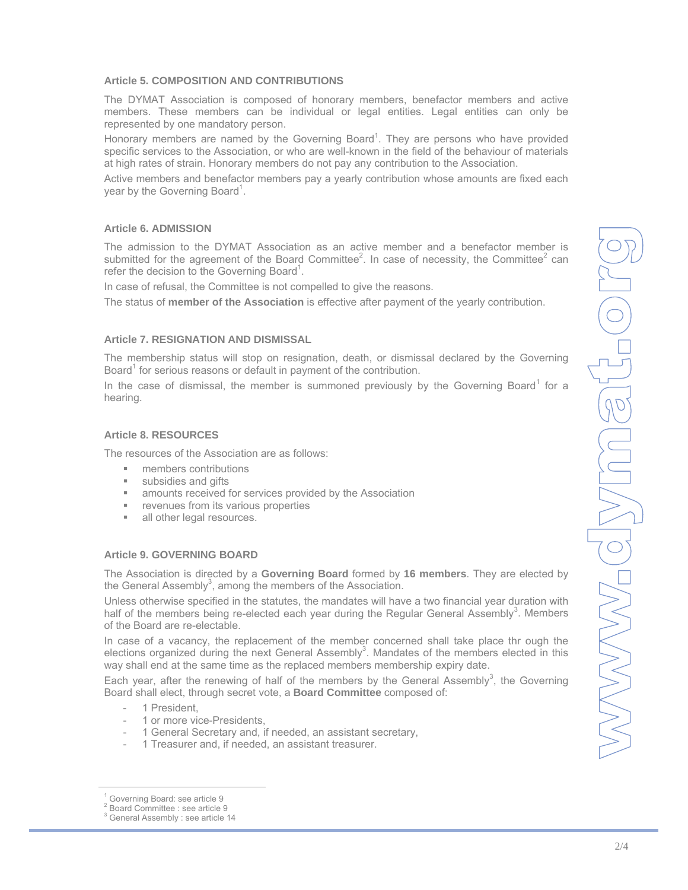### Article 5. COMPOSITION AND CONTRIBUTIONS

The DYMAT Association is composed of honorary members, benefactor members and active members. These members can be individual or legal entities. Legal entities can only be represented by one mandatory person.

Honorary members are named by the Governing Board[1]. They are persons who have provided specific services to the Association, or who are well-known in the field of the behaviour of materials at high rates of strain. Honorary members do not pay any contribution to the Association.

Active members and benefactor members pay a yearly contribution whose amounts are fixed each year by the Governing Board[1].

### Article 6. ADMISSION

The admission to the DYMAT Association as an active member and a benefactor member is submitted for the agreement of the Board Committee[2]. In case of necessity, the Committee[2] can refer the decision to the Governing Board[1].

In case of refusal, the Committee is not compelled to give the reasons.

The status of **member of the Association** is effective after payment of the yearly contribution.

### Article 7. RESIGNATION AND DISMISSAL

The membership status will stop on resignation, death, or dismissal declared by the Governing Board[1] for serious reasons or default in payment of the contribution.

In the case of dismissal, the member is summoned previously by the Governing Board[1] for a hearing.

### Article 8. RESOURCES

The resources of the Association are as follows:

- members contributions
- subsidies and gifts
- amounts received for services provided by the Association
- revenues from its various properties
- all other legal resources.

### Article 9. GOVERNING BOARD

The Association is directed by a **Governing Board** formed by **16 members**. They are elected by the General Assembly[3], among the members of the Association.

Unless otherwise specified in the statutes, the mandates will have a two financial year duration with half of the members being re-elected each year during the Regular General Assembly[3]. Members of the Board are re-electable.

In case of a vacancy, the replacement of the member concerned shall take place thr ough the elections organized during the next General Assembly[3]. Mandates of the members elected in this way shall end at the same time as the replaced members membership expiry date.

Each year, after the renewing of half of the members by the General Assembly[3], the Governing Board shall elect, through secret vote, a **Board Committee** composed of:

- 1 President,
- 1 or more vice-Presidents,
- 1 General Secretary and, if needed, an assistant secretary,
- 1 Treasurer and, if needed, an assistant treasurer.

---

[1] Governing Board: see article 9
[2] Board Committee : see article 9
[3] General Assembly : see article 14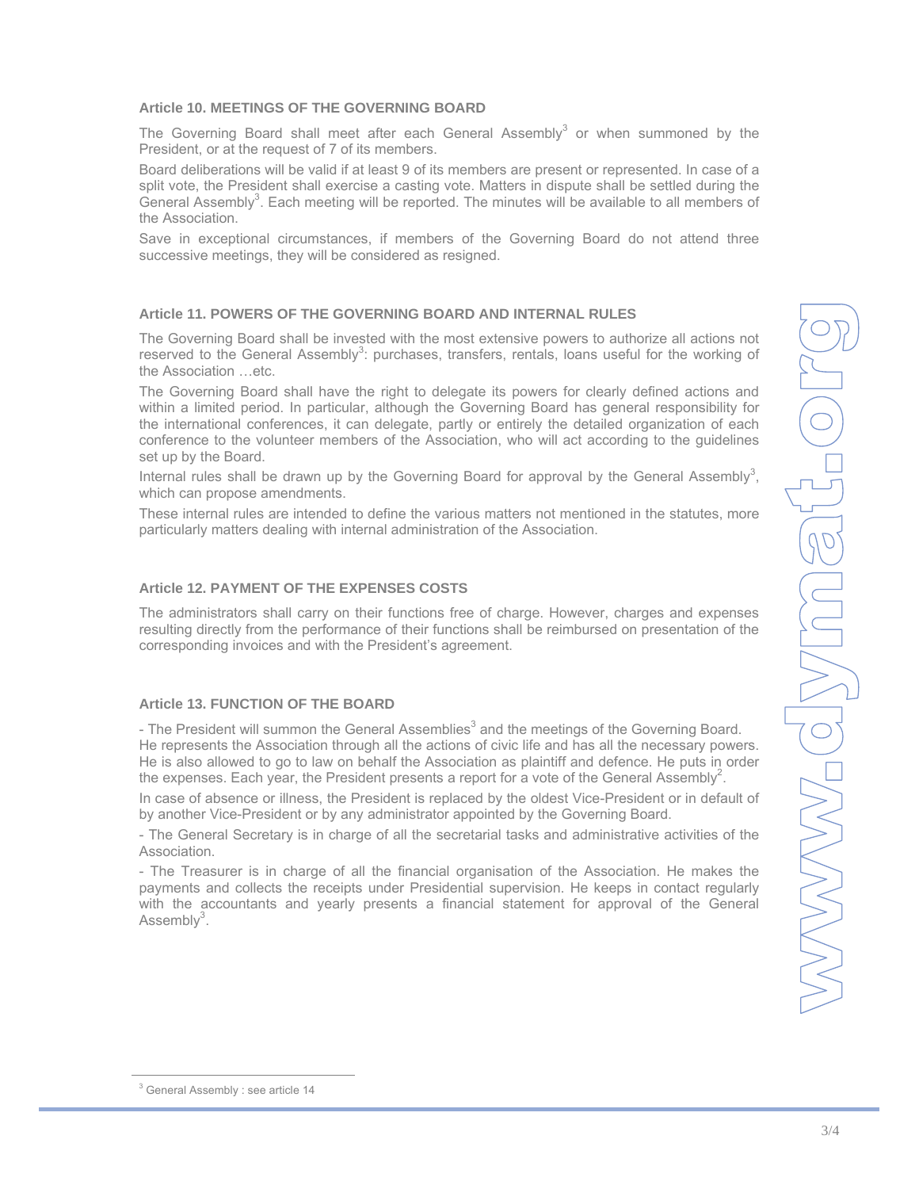### Article 10. MEETINGS OF THE GOVERNING BOARD

The Governing Board shall meet after each General Assembly[3] or when summoned by the President, or at the request of 7 of its members.

Board deliberations will be valid if at least 9 of its members are present or represented. In case of a split vote, the President shall exercise a casting vote. Matters in dispute shall be settled during the General Assembly[3]. Each meeting will be reported. The minutes will be available to all members of the Association.

Save in exceptional circumstances, if members of the Governing Board do not attend three successive meetings, they will be considered as resigned.

### Article 11. POWERS OF THE GOVERNING BOARD AND INTERNAL RULES

The Governing Board shall be invested with the most extensive powers to authorize all actions not reserved to the General Assembly[3]: purchases, transfers, rentals, loans useful for the working of the Association …etc.

The Governing Board shall have the right to delegate its powers for clearly defined actions and within a limited period. In particular, although the Governing Board has general responsibility for the international conferences, it can delegate, partly or entirely the detailed organization of each conference to the volunteer members of the Association, who will act according to the guidelines set up by the Board.

Internal rules shall be drawn up by the Governing Board for approval by the General Assembly[3], which can propose amendments.

These internal rules are intended to define the various matters not mentioned in the statutes, more particularly matters dealing with internal administration of the Association.

### Article 12. PAYMENT OF THE EXPENSES COSTS

The administrators shall carry on their functions free of charge. However, charges and expenses resulting directly from the performance of their functions shall be reimbursed on presentation of the corresponding invoices and with the President's agreement.

### Article 13. FUNCTION OF THE BOARD

- The President will summon the General Assemblies[3] and the meetings of the Governing Board. He represents the Association through all the actions of civic life and has all the necessary powers. He is also allowed to go to law on behalf the Association as plaintiff and defence. He puts in order the expenses. Each year, the President presents a report for a vote of the General Assembly[2].

In case of absence or illness, the President is replaced by the oldest Vice-President or in default of by another Vice-President or by any administrator appointed by the Governing Board.

- The General Secretary is in charge of all the secretarial tasks and administrative activities of the Association.

- The Treasurer is in charge of all the financial organisation of the Association. He makes the payments and collects the receipts under Presidential supervision. He keeps in contact regularly with the accountants and yearly presents a financial statement for approval of the General Assembly[3].

---

[3] General Assembly : see article 14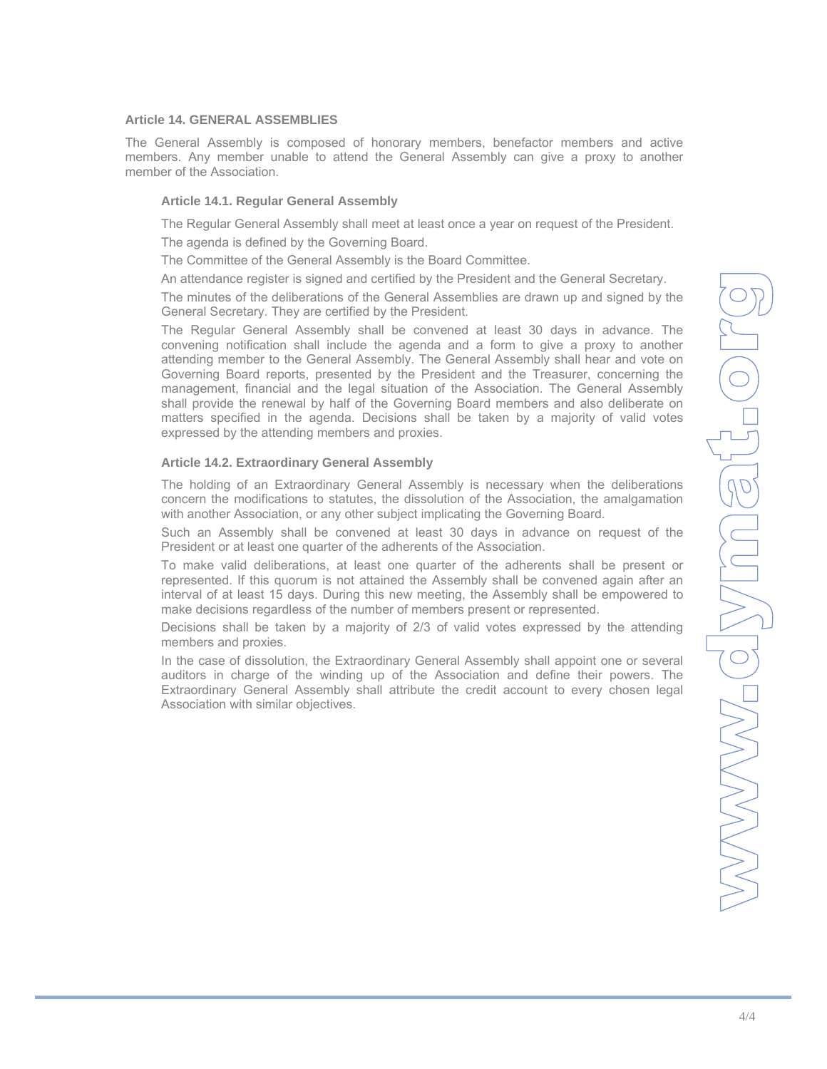### Article 14. GENERAL ASSEMBLIES

The General Assembly is composed of honorary members, benefactor members and active members. Any member unable to attend the General Assembly can give a proxy to another member of the Association.

#### Article 14.1. Regular General Assembly

The Regular General Assembly shall meet at least once a year on request of the President.

The agenda is defined by the Governing Board.

The Committee of the General Assembly is the Board Committee.

An attendance register is signed and certified by the President and the General Secretary.

The minutes of the deliberations of the General Assemblies are drawn up and signed by the General Secretary. They are certified by the President.

The Regular General Assembly shall be convened at least 30 days in advance. The convening notification shall include the agenda and a form to give a proxy to another attending member to the General Assembly. The General Assembly shall hear and vote on Governing Board reports, presented by the President and the Treasurer, concerning the management, financial and the legal situation of the Association. The General Assembly shall provide the renewal by half of the Governing Board members and also deliberate on matters specified in the agenda. Decisions shall be taken by a majority of valid votes expressed by the attending members and proxies.

#### Article 14.2. Extraordinary General Assembly

The holding of an Extraordinary General Assembly is necessary when the deliberations concern the modifications to statutes, the dissolution of the Association, the amalgamation with another Association, or any other subject implicating the Governing Board.

Such an Assembly shall be convened at least 30 days in advance on request of the President or at least one quarter of the adherents of the Association.

To make valid deliberations, at least one quarter of the adherents shall be present or represented. If this quorum is not attained the Assembly shall be convened again after an interval of at least 15 days. During this new meeting, the Assembly shall be empowered to make decisions regardless of the number of members present or represented.

Decisions shall be taken by a majority of 2/3 of valid votes expressed by the attending members and proxies.

In the case of dissolution, the Extraordinary General Assembly shall appoint one or several auditors in charge of the winding up of the Association and define their powers. The Extraordinary General Assembly shall attribute the credit account to every chosen legal Association with similar objectives.